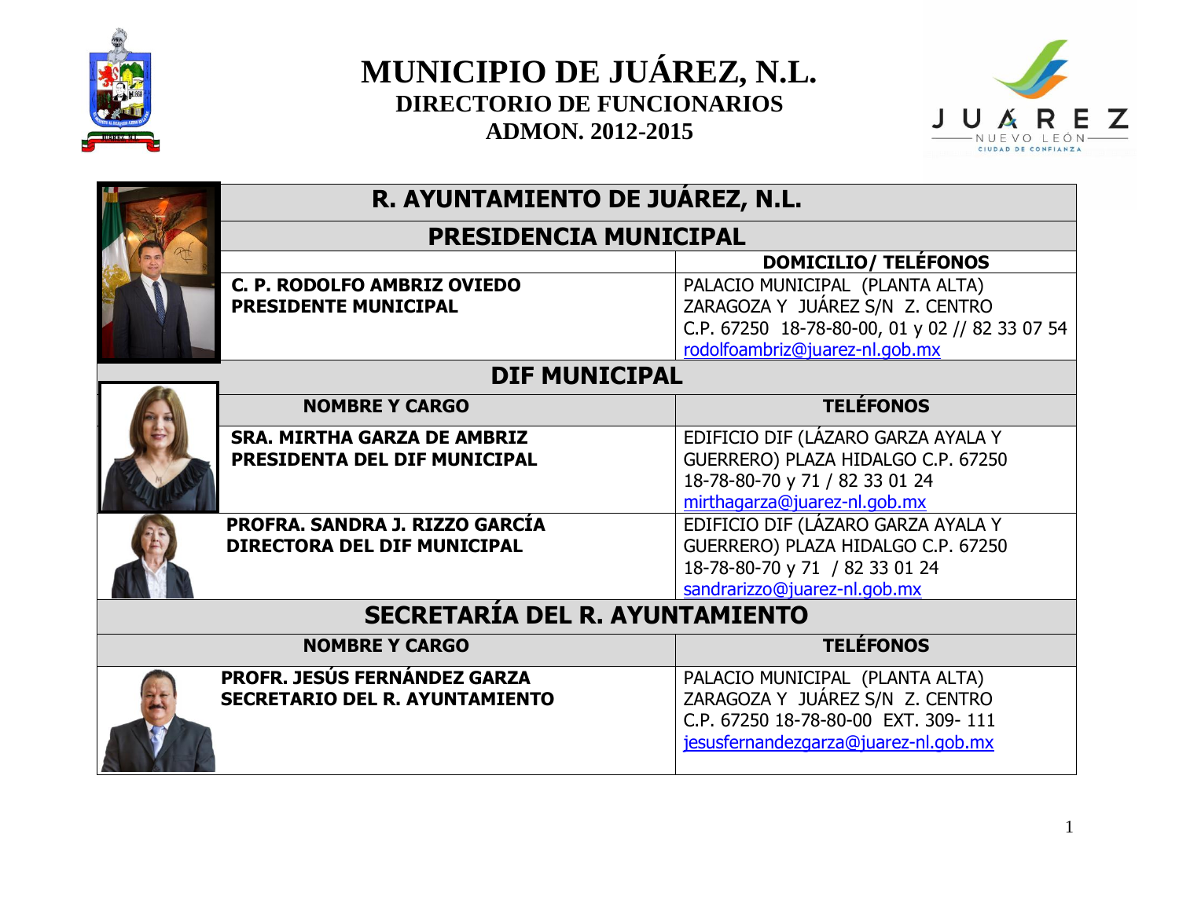# MUNICIPIO DE JUÁREZ, N.L.

## DIRECTORIO DE FUNCIONARIOS

## ADMON. 2012-2015

| R. AYUNTAMIENTO DE JUÁREZ, N.L. | |
|---|---|
| **PRESIDENCIA MUNICIPAL** | |
| | **DOMICILIO/ TELÉFONOS** |
| **C. P. RODOLFO AMBRIZ OVIEDO**<br>**PRESIDENTE MUNICIPAL** | PALACIO MUNICIPAL (PLANTA ALTA)<br>ZARAGOZA Y JUÁREZ S/N Z. CENTRO<br>C.P. 67250 18-78-80-00, 01 y 02 // 82 33 07 54<br>rodolfoambriz@juarez-nl.gob.mx |
| **DIF MUNICIPAL** | |
| **NOMBRE Y CARGO** | **TELÉFONOS** |
| **SRA. MIRTHA GARZA DE AMBRIZ**<br>**PRESIDENTA DEL DIF MUNICIPAL** | EDIFICIO DIF (LÁZARO GARZA AYALA Y GUERRERO) PLAZA HIDALGO C.P. 67250<br>18-78-80-70 y 71 / 82 33 01 24<br>mirthagarza@juarez-nl.gob.mx |
| **PROFRA. SANDRA J. RIZZO GARCÍA**<br>**DIRECTORA DEL DIF MUNICIPAL** | EDIFICIO DIF (LÁZARO GARZA AYALA Y GUERRERO) PLAZA HIDALGO C.P. 67250<br>18-78-80-70 y 71 / 82 33 01 24<br>sandrarizzo@juarez-nl.gob.mx |
| **SECRETARÍA DEL R. AYUNTAMIENTO** | |
| **NOMBRE Y CARGO** | **TELÉFONOS** |
| **PROFR. JESÚS FERNÁNDEZ GARZA**<br>**SECRETARIO DEL R. AYUNTAMIENTO** | PALACIO MUNICIPAL (PLANTA ALTA)<br>ZARAGOZA Y JUÁREZ S/N Z. CENTRO<br>C.P. 67250 18-78-80-00 EXT. 309- 111<br>jesusfernandezgarza@juarez-nl.gob.mx |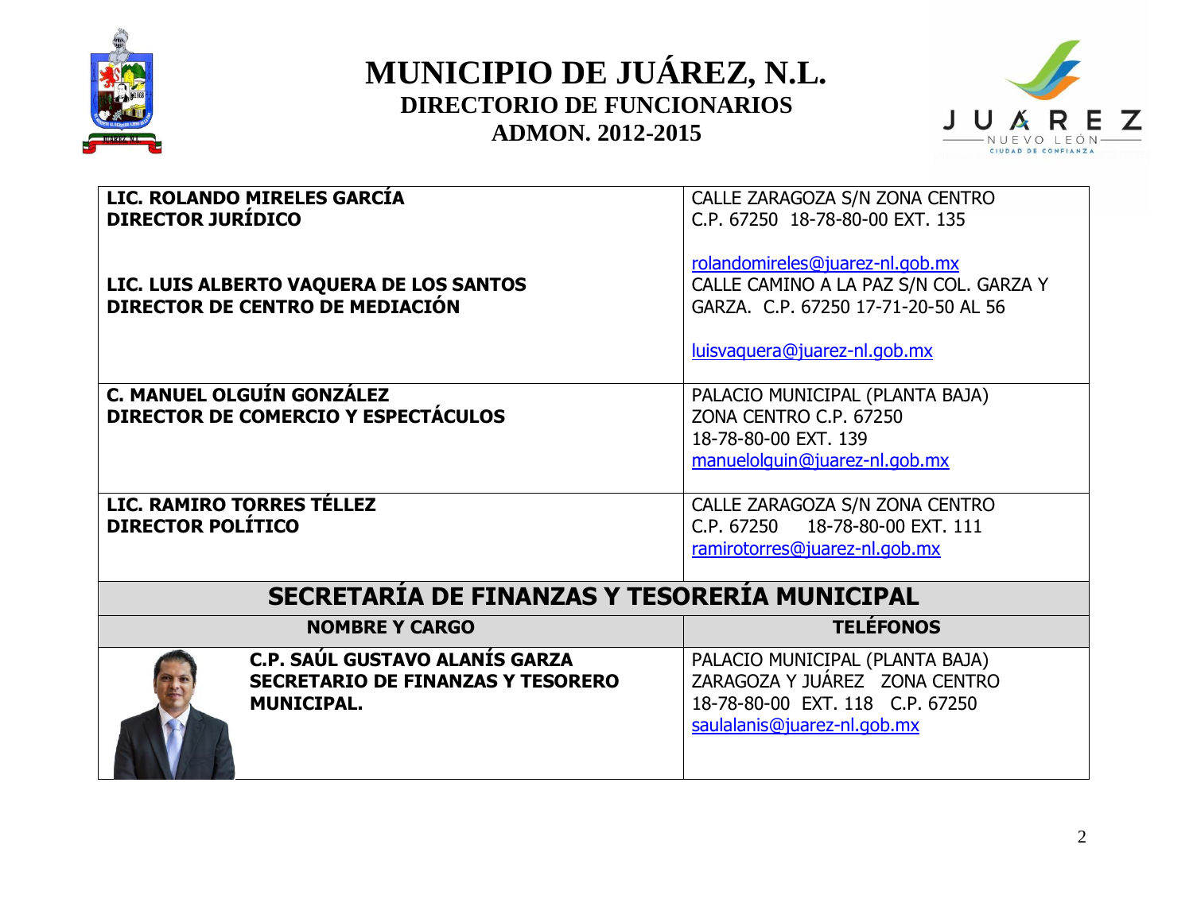# MUNICIPIO DE JUÁREZ, N.L.
## DIRECTORIO DE FUNCIONARIOS
## ADMON. 2012-2015

| | |
|---|---|
| **LIC. ROLANDO MIRELES GARCÍA**<br>**DIRECTOR JURÍDICO**<br><br>**LIC. LUIS ALBERTO VAQUERA DE LOS SANTOS**<br>**DIRECTOR DE CENTRO DE MEDIACIÓN** | CALLE ZARAGOZA S/N ZONA CENTRO<br>C.P. 67250 18-78-80-00 EXT. 135<br><br>rolandomireles@juarez-nl.gob.mx<br>CALLE CAMINO A LA PAZ S/N COL. GARZA Y GARZA. C.P. 67250 17-71-20-50 AL 56<br><br>luisvaquera@juarez-nl.gob.mx |
| **C. MANUEL OLGUÍN GONZÁLEZ**<br>**DIRECTOR DE COMERCIO Y ESPECTÁCULOS** | PALACIO MUNICIPAL (PLANTA BAJA)<br>ZONA CENTRO C.P. 67250<br>18-78-80-00 EXT. 139<br>manuelolguin@juarez-nl.gob.mx |
| **LIC. RAMIRO TORRES TÉLLEZ**<br>**DIRECTOR POLÍTICO** | CALLE ZARAGOZA S/N ZONA CENTRO<br>C.P. 67250 18-78-80-00 EXT. 111<br>ramirotorres@juarez-nl.gob.mx |

## SECRETARÍA DE FINANZAS Y TESORERÍA MUNICIPAL

| NOMBRE Y CARGO | TELÉFONOS |
|---|---|
| **C.P. SAÚL GUSTAVO ALANÍS GARZA**<br>**SECRETARIO DE FINANZAS Y TESORERO MUNICIPAL.** | PALACIO MUNICIPAL (PLANTA BAJA)<br>ZARAGOZA Y JUÁREZ ZONA CENTRO<br>18-78-80-00 EXT. 118 C.P. 67250<br>saulalanis@juarez-nl.gob.mx |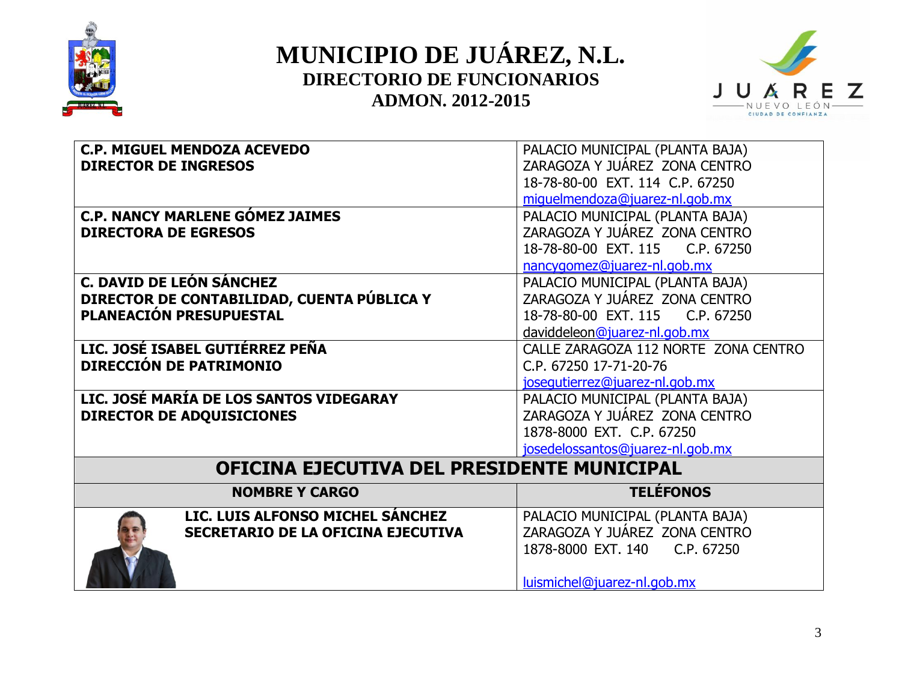# MUNICIPIO DE JUÁREZ, N.L.
## DIRECTORIO DE FUNCIONARIOS
## ADMON. 2012-2015

| | |
|---|---|
| **C.P. MIGUEL MENDOZA ACEVEDO**<br>**DIRECTOR DE INGRESOS** | PALACIO MUNICIPAL (PLANTA BAJA)<br>ZARAGOZA Y JUÁREZ ZONA CENTRO<br>18-78-80-00 EXT. 114 C.P. 67250<br>miguelmendoza@juarez-nl.gob.mx |
| **C.P. NANCY MARLENE GÓMEZ JAIMES**<br>**DIRECTORA DE EGRESOS** | PALACIO MUNICIPAL (PLANTA BAJA)<br>ZARAGOZA Y JUÁREZ ZONA CENTRO<br>18-78-80-00 EXT. 115 C.P. 67250<br>nancygomez@juarez-nl.gob.mx |
| **C. DAVID DE LEÓN SÁNCHEZ**<br>**DIRECTOR DE CONTABILIDAD, CUENTA PÚBLICA Y PLANEACIÓN PRESUPUESTAL** | PALACIO MUNICIPAL (PLANTA BAJA)<br>ZARAGOZA Y JUÁREZ ZONA CENTRO<br>18-78-80-00 EXT. 115 C.P. 67250<br>daviddeleon@juarez-nl.gob.mx |
| **LIC. JOSÉ ISABEL GUTIÉRREZ PEÑA**<br>**DIRECCIÓN DE PATRIMONIO** | CALLE ZARAGOZA 112 NORTE ZONA CENTRO<br>C.P. 67250 17-71-20-76<br>josegutierrez@juarez-nl.gob.mx |
| **LIC. JOSÉ MARÍA DE LOS SANTOS VIDEGARAY**<br>**DIRECTOR DE ADQUISICIONES** | PALACIO MUNICIPAL (PLANTA BAJA)<br>ZARAGOZA Y JUÁREZ ZONA CENTRO<br>1878-8000 EXT. C.P. 67250<br>josedelossantos@juarez-nl.gob.mx |

## OFICINA EJECUTIVA DEL PRESIDENTE MUNICIPAL

| NOMBRE Y CARGO | TELÉFONOS |
|---|---|
| **LIC. LUIS ALFONSO MICHEL SÁNCHEZ**<br>**SECRETARIO DE LA OFICINA EJECUTIVA** | PALACIO MUNICIPAL (PLANTA BAJA)<br>ZARAGOZA Y JUÁREZ ZONA CENTRO<br>1878-8000 EXT. 140 C.P. 67250<br>luismichel@juarez-nl.gob.mx |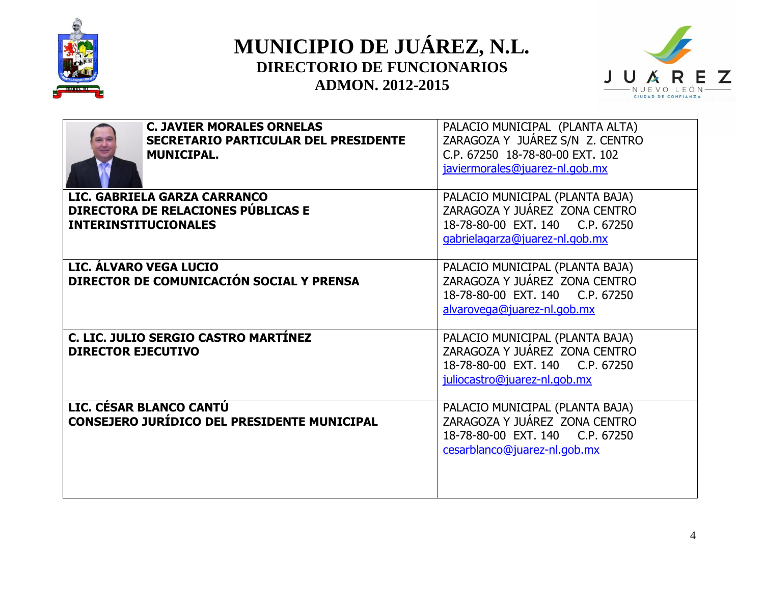# MUNICIPIO DE JUÁREZ, N.L.

## DIRECTORIO DE FUNCIONARIOS

## ADMON. 2012-2015

| Funcionario | Datos de contacto |
|---|---|
| **C. JAVIER MORALES ORNELAS**<br>**SECRETARIO PARTICULAR DEL PRESIDENTE MUNICIPAL.** | PALACIO MUNICIPAL (PLANTA ALTA)<br>ZARAGOZA Y JUÁREZ S/N Z. CENTRO<br>C.P. 67250 18-78-80-00 EXT. 102<br>javiermorales@juarez-nl.gob.mx |
| **LIC. GABRIELA GARZA CARRANCO**<br>**DIRECTORA DE RELACIONES PÚBLICAS E INTERINSTITUCIONALES** | PALACIO MUNICIPAL (PLANTA BAJA)<br>ZARAGOZA Y JUÁREZ ZONA CENTRO<br>18-78-80-00 EXT. 140 C.P. 67250<br>gabrielagarza@juarez-nl.gob.mx |
| **LIC. ÁLVARO VEGA LUCIO**<br>**DIRECTOR DE COMUNICACIÓN SOCIAL Y PRENSA** | PALACIO MUNICIPAL (PLANTA BAJA)<br>ZARAGOZA Y JUÁREZ ZONA CENTRO<br>18-78-80-00 EXT. 140 C.P. 67250<br>alvarovega@juarez-nl.gob.mx |
| **C. LIC. JULIO SERGIO CASTRO MARTÍNEZ**<br>**DIRECTOR EJECUTIVO** | PALACIO MUNICIPAL (PLANTA BAJA)<br>ZARAGOZA Y JUÁREZ ZONA CENTRO<br>18-78-80-00 EXT. 140 C.P. 67250<br>juliocastro@juarez-nl.gob.mx |
| **LIC. CÉSAR BLANCO CANTÚ**<br>**CONSEJERO JURÍDICO DEL PRESIDENTE MUNICIPAL** | PALACIO MUNICIPAL (PLANTA BAJA)<br>ZARAGOZA Y JUÁREZ ZONA CENTRO<br>18-78-80-00 EXT. 140 C.P. 67250<br>cesarblanco@juarez-nl.gob.mx |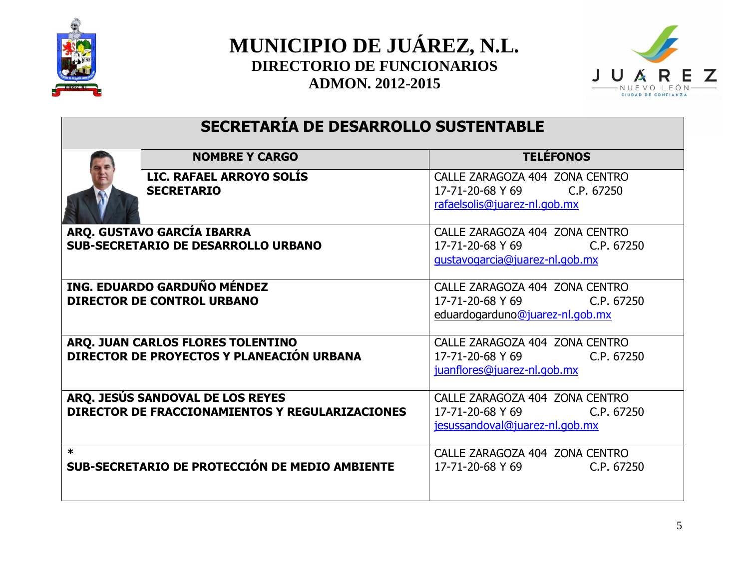# MUNICIPIO DE JUÁREZ, N.L.
## DIRECTORIO DE FUNCIONARIOS
## ADMON. 2012-2015

| SECRETARÍA DE DESARROLLO SUSTENTABLE | |
|---|---|
| **NOMBRE Y CARGO** | **TELÉFONOS** |
| **LIC. RAFAEL ARROYO SOLÍS**<br>**SECRETARIO** | CALLE ZARAGOZA 404 ZONA CENTRO<br>17-71-20-68 Y 69 C.P. 67250<br>rafaelsolis@juarez-nl.gob.mx |
| **ARQ. GUSTAVO GARCÍA IBARRA**<br>**SUB-SECRETARIO DE DESARROLLO URBANO** | CALLE ZARAGOZA 404 ZONA CENTRO<br>17-71-20-68 Y 69 C.P. 67250<br>gustavogarcia@juarez-nl.gob.mx |
| **ING. EDUARDO GARDUÑO MÉNDEZ**<br>**DIRECTOR DE CONTROL URBANO** | CALLE ZARAGOZA 404 ZONA CENTRO<br>17-71-20-68 Y 69 C.P. 67250<br>eduardogarduno@juarez-nl.gob.mx |
| **ARQ. JUAN CARLOS FLORES TOLENTINO**<br>**DIRECTOR DE PROYECTOS Y PLANEACIÓN URBANA** | CALLE ZARAGOZA 404 ZONA CENTRO<br>17-71-20-68 Y 69 C.P. 67250<br>juanflores@juarez-nl.gob.mx |
| **ARQ. JESÚS SANDOVAL DE LOS REYES**<br>**DIRECTOR DE FRACCIONAMIENTOS Y REGULARIZACIONES** | CALLE ZARAGOZA 404 ZONA CENTRO<br>17-71-20-68 Y 69 C.P. 67250<br>jesussandoval@juarez-nl.gob.mx |
| *<br>**SUB-SECRETARIO DE PROTECCIÓN DE MEDIO AMBIENTE** | CALLE ZARAGOZA 404 ZONA CENTRO<br>17-71-20-68 Y 69 C.P. 67250 |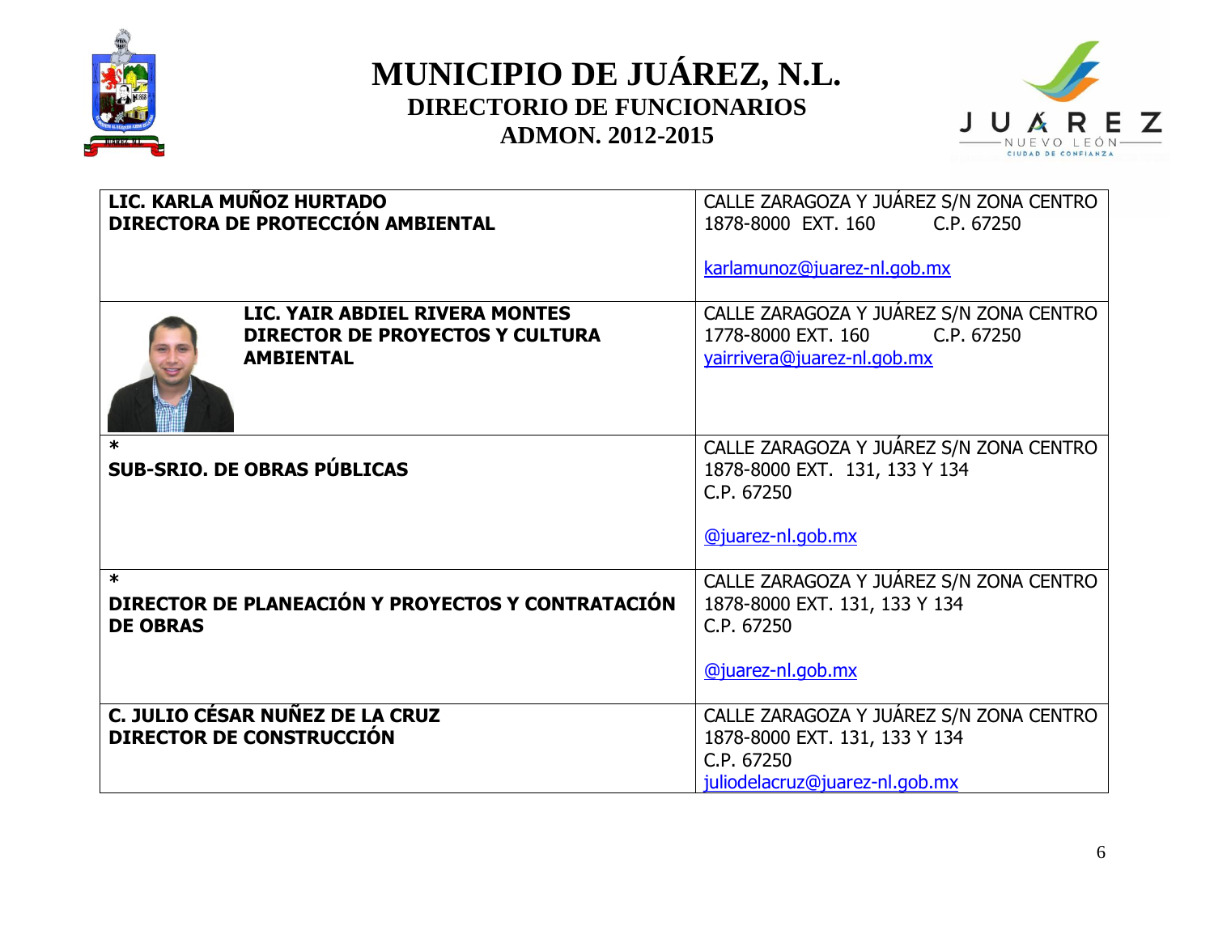# MUNICIPIO DE JUÁREZ, N.L.
## DIRECTORIO DE FUNCIONARIOS
## ADMON. 2012-2015

| | |
|---|---|
| **LIC. KARLA MUÑOZ HURTADO**<br>**DIRECTORA DE PROTECCIÓN AMBIENTAL** | CALLE ZARAGOZA Y JUÁREZ S/N ZONA CENTRO<br>1878-8000 EXT. 160 C.P. 67250<br><br>karlamunoz@juarez-nl.gob.mx |
| **LIC. YAIR ABDIEL RIVERA MONTES**<br>**DIRECTOR DE PROYECTOS Y CULTURA AMBIENTAL** | CALLE ZARAGOZA Y JUÁREZ S/N ZONA CENTRO<br>1778-8000 EXT. 160 C.P. 67250<br>yairrivera@juarez-nl.gob.mx |
| *<br>**SUB-SRIO. DE OBRAS PÚBLICAS** | CALLE ZARAGOZA Y JUÁREZ S/N ZONA CENTRO<br>1878-8000 EXT. 131, 133 Y 134<br>C.P. 67250<br><br>@juarez-nl.gob.mx |
| *<br>**DIRECTOR DE PLANEACIÓN Y PROYECTOS Y CONTRATACIÓN DE OBRAS** | CALLE ZARAGOZA Y JUÁREZ S/N ZONA CENTRO<br>1878-8000 EXT. 131, 133 Y 134<br>C.P. 67250<br><br>@juarez-nl.gob.mx |
| **C. JULIO CÉSAR NUÑEZ DE LA CRUZ**<br>**DIRECTOR DE CONSTRUCCIÓN** | CALLE ZARAGOZA Y JUÁREZ S/N ZONA CENTRO<br>1878-8000 EXT. 131, 133 Y 134<br>C.P. 67250<br>juliodelacruz@juarez-nl.gob.mx |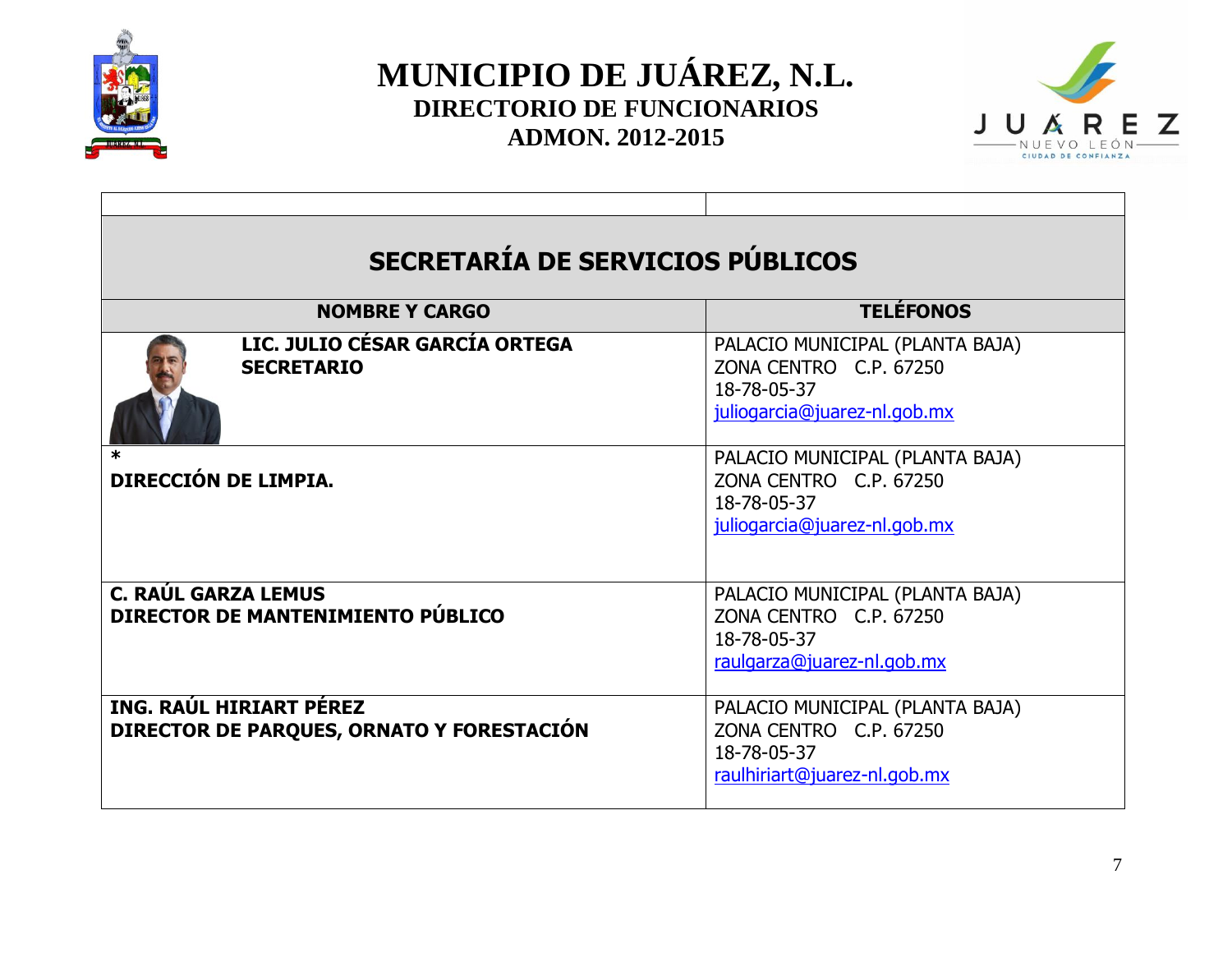# MUNICIPIO DE JUÁREZ, N.L.

## DIRECTORIO DE FUNCIONARIOS

## ADMON. 2012-2015

| | |
|---|---|
| **SECRETARÍA DE SERVICIOS PÚBLICOS** | |
| **NOMBRE Y CARGO** | **TELÉFONOS** |
| **LIC. JULIO CÉSAR GARCÍA ORTEGA**<br>**SECRETARIO** | PALACIO MUNICIPAL (PLANTA BAJA)<br>ZONA CENTRO C.P. 67250<br>18-78-05-37<br>juliogarcia@juarez-nl.gob.mx |
| *<br>**DIRECCIÓN DE LIMPIA.** | PALACIO MUNICIPAL (PLANTA BAJA)<br>ZONA CENTRO C.P. 67250<br>18-78-05-37<br>juliogarcia@juarez-nl.gob.mx |
| **C. RAÚL GARZA LEMUS**<br>**DIRECTOR DE MANTENIMIENTO PÚBLICO** | PALACIO MUNICIPAL (PLANTA BAJA)<br>ZONA CENTRO C.P. 67250<br>18-78-05-37<br>raulgarza@juarez-nl.gob.mx |
| **ING. RAÚL HIRIART PÉREZ**<br>**DIRECTOR DE PARQUES, ORNATO Y FORESTACIÓN** | PALACIO MUNICIPAL (PLANTA BAJA)<br>ZONA CENTRO C.P. 67250<br>18-78-05-37<br>raulhiriart@juarez-nl.gob.mx |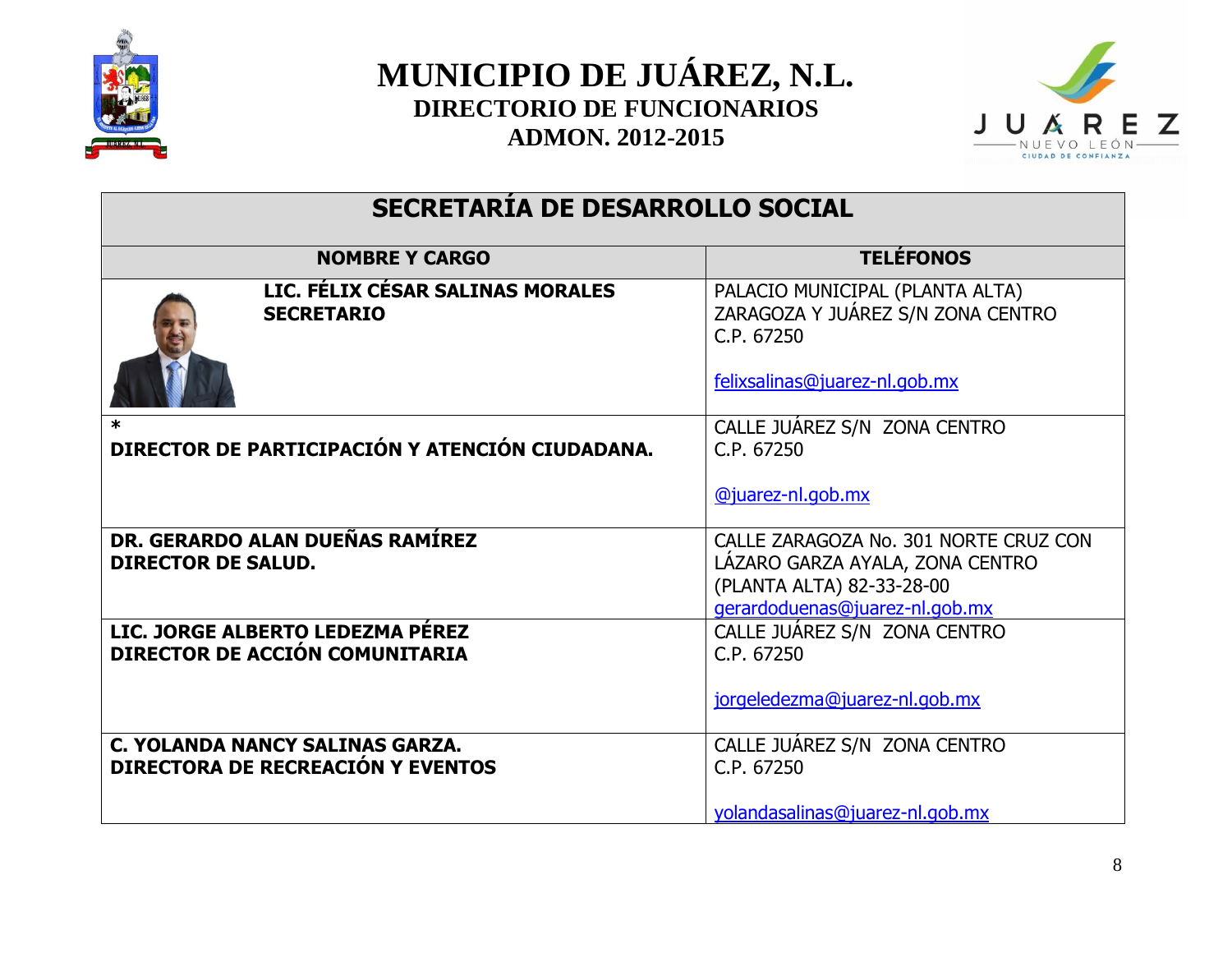# MUNICIPIO DE JUÁREZ, N.L.

## DIRECTORIO DE FUNCIONARIOS

## ADMON. 2012-2015

| SECRETARÍA DE DESARROLLO SOCIAL | |
|---|---|
| **NOMBRE Y CARGO** | **TELÉFONOS** |
| **LIC. FÉLIX CÉSAR SALINAS MORALES**<br>**SECRETARIO** | PALACIO MUNICIPAL (PLANTA ALTA)<br>ZARAGOZA Y JUÁREZ S/N ZONA CENTRO<br>C.P. 67250<br><br>felixsalinas@juarez-nl.gob.mx |
| *<br>**DIRECTOR DE PARTICIPACIÓN Y ATENCIÓN CIUDADANA.** | CALLE JUÁREZ S/N ZONA CENTRO<br>C.P. 67250<br><br>@juarez-nl.gob.mx |
| **DR. GERARDO ALAN DUEÑAS RAMÍREZ**<br>**DIRECTOR DE SALUD.** | CALLE ZARAGOZA No. 301 NORTE CRUZ CON LÁZARO GARZA AYALA, ZONA CENTRO<br>(PLANTA ALTA) 82-33-28-00<br>gerardoduenas@juarez-nl.gob.mx |
| **LIC. JORGE ALBERTO LEDEZMA PÉREZ**<br>**DIRECTOR DE ACCIÓN COMUNITARIA** | CALLE JUÁREZ S/N ZONA CENTRO<br>C.P. 67250<br><br>jorgeledezma@juarez-nl.gob.mx |
| **C. YOLANDA NANCY SALINAS GARZA.**<br>**DIRECTORA DE RECREACIÓN Y EVENTOS** | CALLE JUÁREZ S/N ZONA CENTRO<br>C.P. 67250<br><br>yolandasalinas@juarez-nl.gob.mx |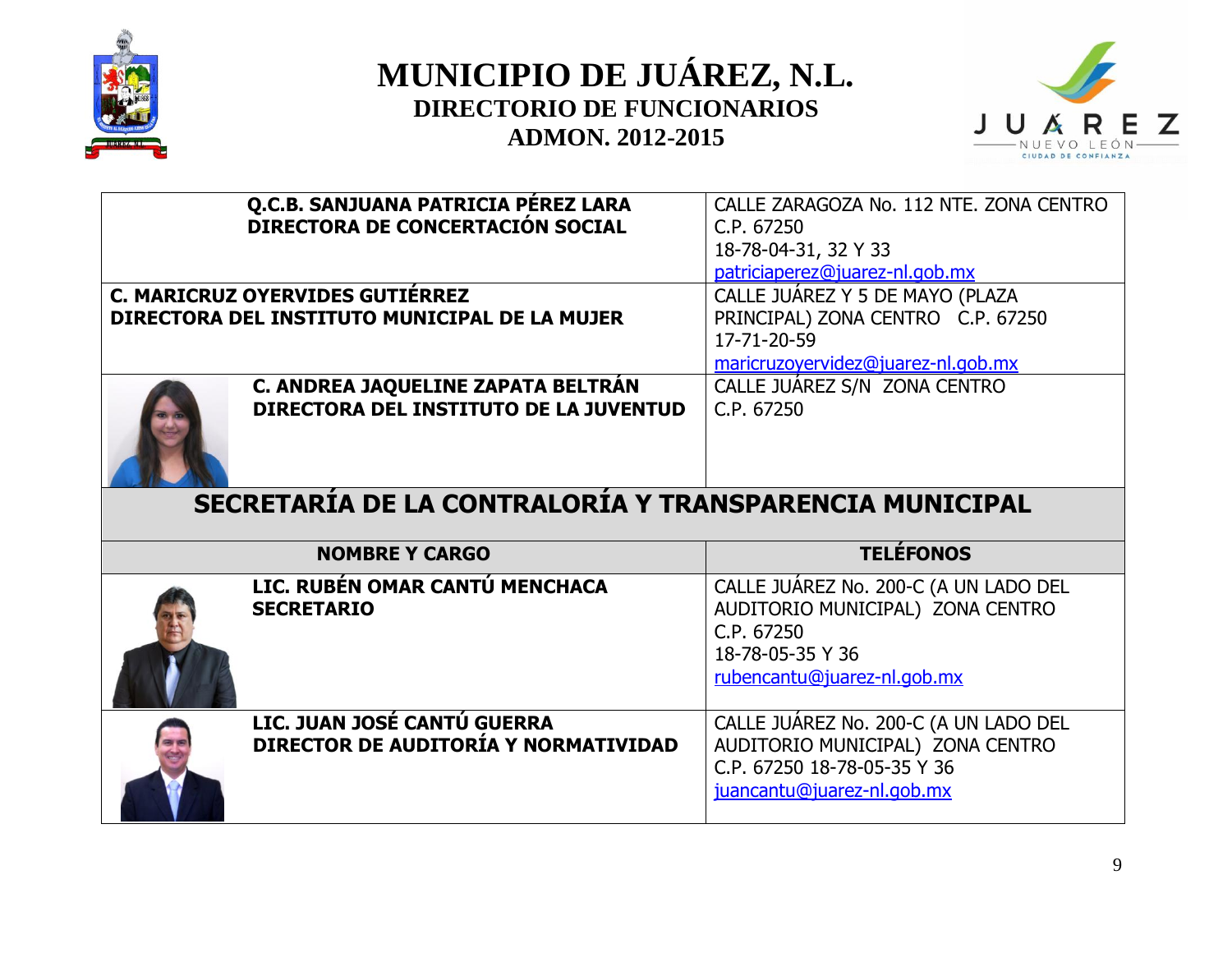# MUNICIPIO DE JUÁREZ, N.L.
## DIRECTORIO DE FUNCIONARIOS
## ADMON. 2012-2015

| | |
|---|---|
| **Q.C.B. SANJUANA PATRICIA PÉREZ LARA**<br>**DIRECTORA DE CONCERTACIÓN SOCIAL** | CALLE ZARAGOZA No. 112 NTE. ZONA CENTRO<br>C.P. 67250<br>18-78-04-31, 32 Y 33<br>patriciaperez@juarez-nl.gob.mx |
| **C. MARICRUZ OYERVIDES GUTIÉRREZ**<br>**DIRECTORA DEL INSTITUTO MUNICIPAL DE LA MUJER** | CALLE JUÁREZ Y 5 DE MAYO (PLAZA PRINCIPAL) ZONA CENTRO C.P. 67250<br>17-71-20-59<br>maricruzoyervidez@juarez-nl.gob.mx |
| **C. ANDREA JAQUELINE ZAPATA BELTRÁN**<br>**DIRECTORA DEL INSTITUTO DE LA JUVENTUD** | CALLE JUÁREZ S/N ZONA CENTRO<br>C.P. 67250 |

## SECRETARÍA DE LA CONTRALORÍA Y TRANSPARENCIA MUNICIPAL

| NOMBRE Y CARGO | TELÉFONOS |
|---|---|
| **LIC. RUBÉN OMAR CANTÚ MENCHACA**<br>**SECRETARIO** | CALLE JUÁREZ No. 200-C (A UN LADO DEL AUDITORIO MUNICIPAL) ZONA CENTRO<br>C.P. 67250<br>18-78-05-35 Y 36<br>rubencantu@juarez-nl.gob.mx |
| **LIC. JUAN JOSÉ CANTÚ GUERRA**<br>**DIRECTOR DE AUDITORÍA Y NORMATIVIDAD** | CALLE JUÁREZ No. 200-C (A UN LADO DEL AUDITORIO MUNICIPAL) ZONA CENTRO<br>C.P. 67250 18-78-05-35 Y 36<br>juancantu@juarez-nl.gob.mx |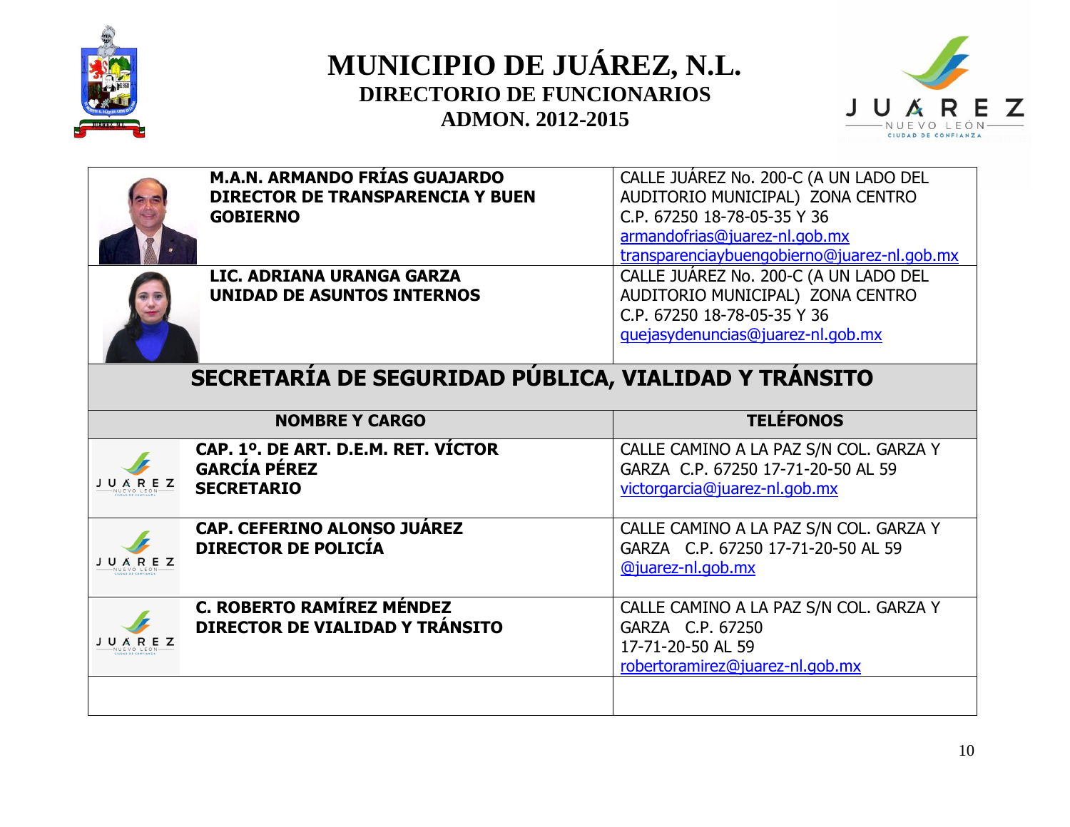# MUNICIPIO DE JUÁREZ, N.L.

## DIRECTORIO DE FUNCIONARIOS

## ADMON. 2012-2015

| | |
|---|---|
| **M.A.N. ARMANDO FRÍAS GUAJARDO**<br>**DIRECTOR DE TRANSPARENCIA Y BUEN GOBIERNO** | CALLE JUÁREZ No. 200-C (A UN LADO DEL AUDITORIO MUNICIPAL) ZONA CENTRO C.P. 67250 18-78-05-35 Y 36<br>armandofrias@juarez-nl.gob.mx<br>transparenciaybuengobierno@juarez-nl.gob.mx |
| **LIC. ADRIANA URANGA GARZA**<br>**UNIDAD DE ASUNTOS INTERNOS** | CALLE JUÁREZ No. 200-C (A UN LADO DEL AUDITORIO MUNICIPAL) ZONA CENTRO C.P. 67250 18-78-05-35 Y 36<br>quejasydenuncias@juarez-nl.gob.mx |

## SECRETARÍA DE SEGURIDAD PÚBLICA, VIALIDAD Y TRÁNSITO

| NOMBRE Y CARGO | TELÉFONOS |
|---|---|
| **CAP. 1º. DE ART. D.E.M. RET. VÍCTOR GARCÍA PÉREZ**<br>**SECRETARIO** | CALLE CAMINO A LA PAZ S/N COL. GARZA Y GARZA C.P. 67250 17-71-20-50 AL 59<br>victorgarcia@juarez-nl.gob.mx |
| **CAP. CEFERINO ALONSO JUÁREZ**<br>**DIRECTOR DE POLICÍA** | CALLE CAMINO A LA PAZ S/N COL. GARZA Y GARZA C.P. 67250 17-71-20-50 AL 59<br>@juarez-nl.gob.mx |
| **C. ROBERTO RAMÍREZ MÉNDEZ**<br>**DIRECTOR DE VIALIDAD Y TRÁNSITO** | CALLE CAMINO A LA PAZ S/N COL. GARZA Y GARZA C.P. 67250<br>17-71-20-50 AL 59<br>robertoramirez@juarez-nl.gob.mx |
| | |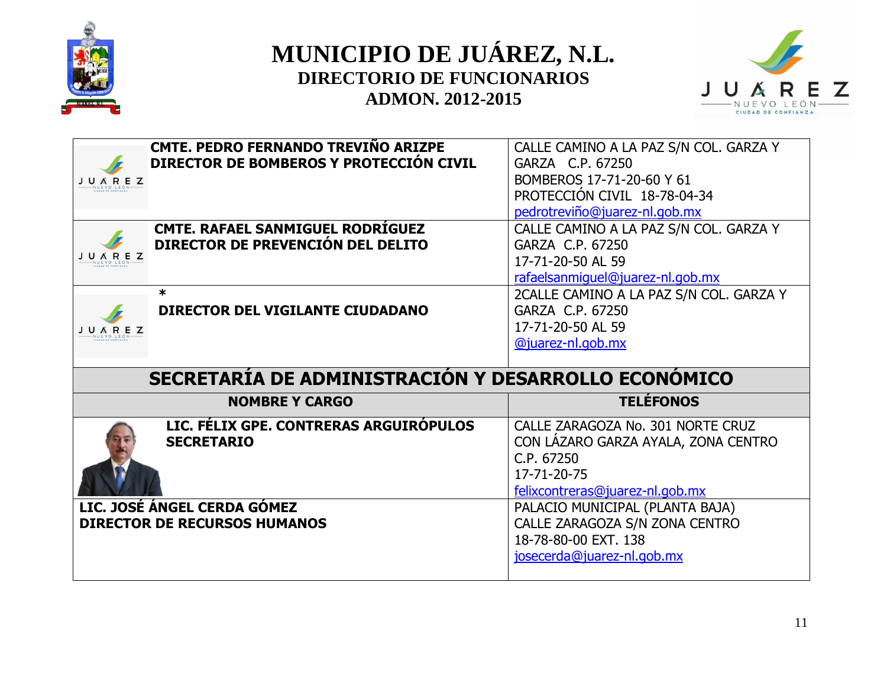# MUNICIPIO DE JUÁREZ, N.L.

## DIRECTORIO DE FUNCIONARIOS

## ADMON. 2012-2015

| | |
|---|---|
| **CMTE. PEDRO FERNANDO TREVIÑO ARIZPE**<br>**DIRECTOR DE BOMBEROS Y PROTECCIÓN CIVIL** | CALLE CAMINO A LA PAZ S/N COL. GARZA Y GARZA C.P. 67250<br>BOMBEROS 17-71-20-60 Y 61<br>PROTECCIÓN CIVIL 18-78-04-34<br>pedrotreviño@juarez-nl.gob.mx |
| **CMTE. RAFAEL SANMIGUEL RODRÍGUEZ**<br>**DIRECTOR DE PREVENCIÓN DEL DELITO** | CALLE CAMINO A LA PAZ S/N COL. GARZA Y GARZA C.P. 67250<br>17-71-20-50 AL 59<br>rafaelsanmiguel@juarez-nl.gob.mx |
| *<br>**DIRECTOR DEL VIGILANTE CIUDADANO** | 2CALLE CAMINO A LA PAZ S/N COL. GARZA Y GARZA C.P. 67250<br>17-71-20-50 AL 59<br>@juarez-nl.gob.mx |

## SECRETARÍA DE ADMINISTRACIÓN Y DESARROLLO ECONÓMICO

| NOMBRE Y CARGO | TELÉFONOS |
|---|---|
| **LIC. FÉLIX GPE. CONTRERAS ARGUIRÓPULOS**<br>**SECRETARIO** | CALLE ZARAGOZA No. 301 NORTE CRUZ CON LÁZARO GARZA AYALA, ZONA CENTRO C.P. 67250<br>17-71-20-75<br>felixcontreras@juarez-nl.gob.mx |
| **LIC. JOSÉ ÁNGEL CERDA GÓMEZ**<br>**DIRECTOR DE RECURSOS HUMANOS** | PALACIO MUNICIPAL (PLANTA BAJA)<br>CALLE ZARAGOZA S/N ZONA CENTRO<br>18-78-80-00 EXT. 138<br>josecerda@juarez-nl.gob.mx |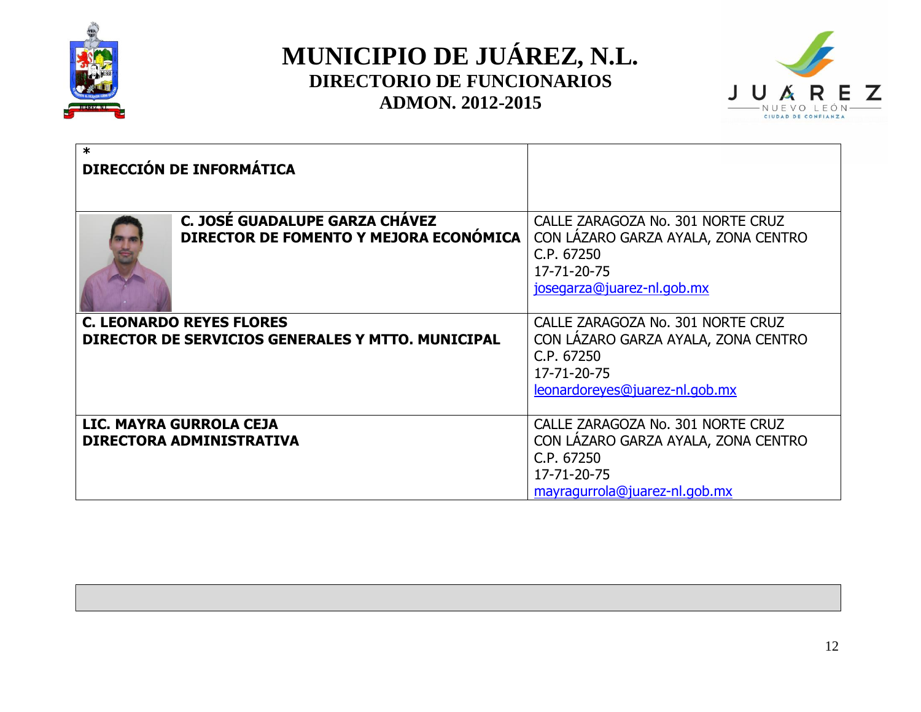# MUNICIPIO DE JUÁREZ, N.L.

## DIRECTORIO DE FUNCIONARIOS

## ADMON. 2012-2015

| *<br>**DIRECCIÓN DE INFORMÁTICA** | |
|---|---|
| **C. JOSÉ GUADALUPE GARZA CHÁVEZ**<br>**DIRECTOR DE FOMENTO Y MEJORA ECONÓMICA** | CALLE ZARAGOZA No. 301 NORTE CRUZ CON LÁZARO GARZA AYALA, ZONA CENTRO<br>C.P. 67250<br>17-71-20-75<br>josegarza@juarez-nl.gob.mx |
| **C. LEONARDO REYES FLORES**<br>**DIRECTOR DE SERVICIOS GENERALES Y MTTO. MUNICIPAL** | CALLE ZARAGOZA No. 301 NORTE CRUZ CON LÁZARO GARZA AYALA, ZONA CENTRO<br>C.P. 67250<br>17-71-20-75<br>leonardoreyes@juarez-nl.gob.mx |
| **LIC. MAYRA GURROLA CEJA**<br>**DIRECTORA ADMINISTRATIVA** | CALLE ZARAGOZA No. 301 NORTE CRUZ CON LÁZARO GARZA AYALA, ZONA CENTRO<br>C.P. 67250<br>17-71-20-75<br>mayragurrola@juarez-nl.gob.mx |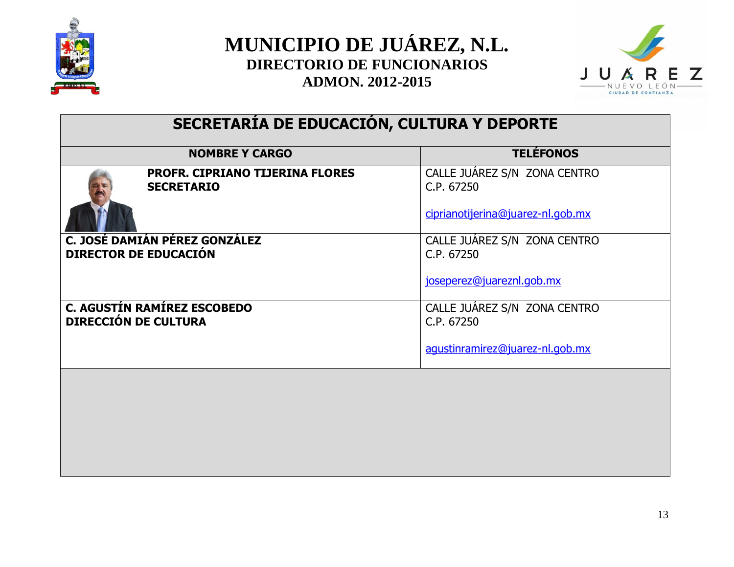# MUNICIPIO DE JUÁREZ, N.L.

## DIRECTORIO DE FUNCIONARIOS

## ADMON. 2012-2015

| SECRETARÍA DE EDUCACIÓN, CULTURA Y DEPORTE | |
|---|---|
| **NOMBRE Y CARGO** | **TELÉFONOS** |
| **PROFR. CIPRIANO TIJERINA FLORES**<br>**SECRETARIO** | CALLE JUÁREZ S/N ZONA CENTRO<br>C.P. 67250<br><br>ciprianotijerina@juarez-nl.gob.mx |
| **C. JOSÉ DAMIÁN PÉREZ GONZÁLEZ**<br>**DIRECTOR DE EDUCACIÓN** | CALLE JUÁREZ S/N ZONA CENTRO<br>C.P. 67250<br><br>joseperez@juareznl.gob.mx |
| **C. AGUSTÍN RAMÍREZ ESCOBEDO**<br>**DIRECCIÓN DE CULTURA** | CALLE JUÁREZ S/N ZONA CENTRO<br>C.P. 67250<br><br>agustinramirez@juarez-nl.gob.mx |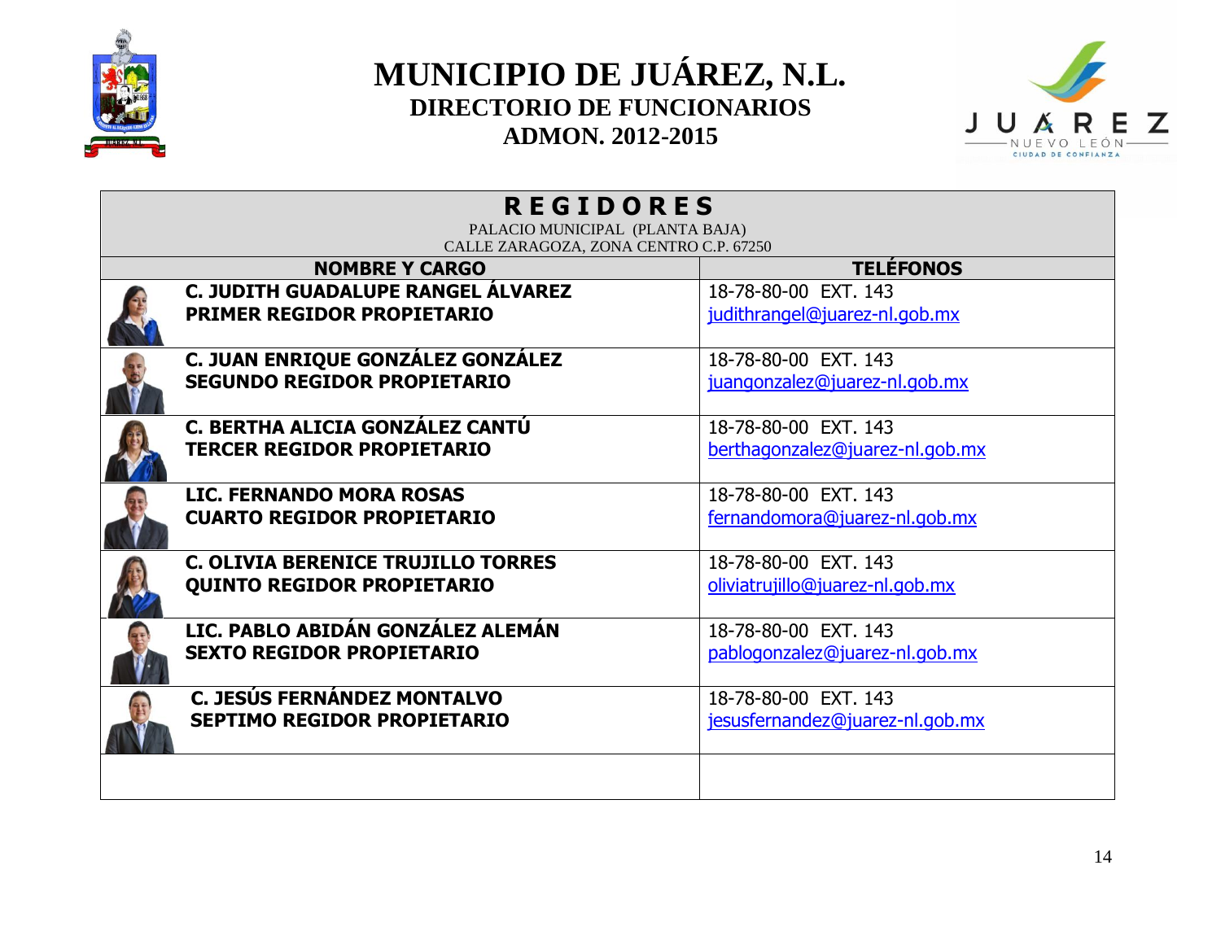# MUNICIPIO DE JUÁREZ, N.L.

## DIRECTORIO DE FUNCIONARIOS

## ADMON. 2012-2015

| **REGIDORES**<br>PALACIO MUNICIPAL (PLANTA BAJA)<br>CALLE ZARAGOZA, ZONA CENTRO C.P. 67250 | |
|---|---|
| **NOMBRE Y CARGO** | **TELÉFONOS** |
| **C. JUDITH GUADALUPE RANGEL ÁLVAREZ**<br>**PRIMER REGIDOR PROPIETARIO** | 18-78-80-00 EXT. 143<br>judithrangel@juarez-nl.gob.mx |
| **C. JUAN ENRIQUE GONZÁLEZ GONZÁLEZ**<br>**SEGUNDO REGIDOR PROPIETARIO** | 18-78-80-00 EXT. 143<br>juangonzalez@juarez-nl.gob.mx |
| **C. BERTHA ALICIA GONZÁLEZ CANTÚ**<br>**TERCER REGIDOR PROPIETARIO** | 18-78-80-00 EXT. 143<br>berthagonzalez@juarez-nl.gob.mx |
| **LIC. FERNANDO MORA ROSAS**<br>**CUARTO REGIDOR PROPIETARIO** | 18-78-80-00 EXT. 143<br>fernandomora@juarez-nl.gob.mx |
| **C. OLIVIA BERENICE TRUJILLO TORRES**<br>**QUINTO REGIDOR PROPIETARIO** | 18-78-80-00 EXT. 143<br>oliviatrujillo@juarez-nl.gob.mx |
| **LIC. PABLO ABIDÁN GONZÁLEZ ALEMÁN**<br>**SEXTO REGIDOR PROPIETARIO** | 18-78-80-00 EXT. 143<br>pablogonzalez@juarez-nl.gob.mx |
| **C. JESÚS FERNÁNDEZ MONTALVO**<br>**SEPTIMO REGIDOR PROPIETARIO** | 18-78-80-00 EXT. 143<br>jesusfernandez@juarez-nl.gob.mx |
| | |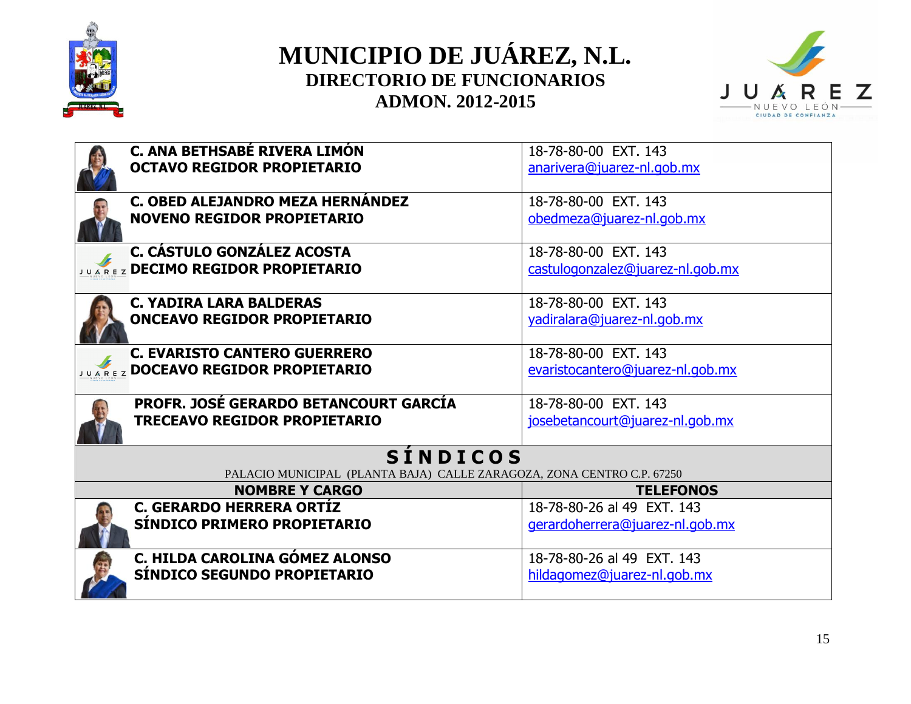# MUNICIPIO DE JUÁREZ, N.L.

## DIRECTORIO DE FUNCIONARIOS

## ADMON. 2012-2015

| NOMBRE Y CARGO | TELEFONOS |
|---|---|
| **C. ANA BETHSABÉ RIVERA LIMÓN**<br>**OCTAVO REGIDOR PROPIETARIO** | 18-78-80-00 EXT. 143<br>anarivera@juarez-nl.gob.mx |
| **C. OBED ALEJANDRO MEZA HERNÁNDEZ**<br>**NOVENO REGIDOR PROPIETARIO** | 18-78-80-00 EXT. 143<br>obedmeza@juarez-nl.gob.mx |
| **C. CÁSTULO GONZÁLEZ ACOSTA**<br>**DECIMO REGIDOR PROPIETARIO** | 18-78-80-00 EXT. 143<br>castulogonzalez@juarez-nl.gob.mx |
| **C. YADIRA LARA BALDERAS**<br>**ONCEAVO REGIDOR PROPIETARIO** | 18-78-80-00 EXT. 143<br>yadiralara@juarez-nl.gob.mx |
| **C. EVARISTO CANTERO GUERRERO**<br>**DOCEAVO REGIDOR PROPIETARIO** | 18-78-80-00 EXT. 143<br>evaristocantero@juarez-nl.gob.mx |
| **PROFR. JOSÉ GERARDO BETANCOURT GARCÍA**<br>**TRECEAVO REGIDOR PROPIETARIO** | 18-78-80-00 EXT. 143<br>josebetancourt@juarez-nl.gob.mx |

## SÍNDICOS

PALACIO MUNICIPAL (PLANTA BAJA) CALLE ZARAGOZA, ZONA CENTRO C.P. 67250

| NOMBRE Y CARGO | TELEFONOS |
|---|---|
| **C. GERARDO HERRERA ORTÍZ**<br>**SÍNDICO PRIMERO PROPIETARIO** | 18-78-80-26 al 49 EXT. 143<br>gerardoherrera@juarez-nl.gob.mx |
| **C. HILDA CAROLINA GÓMEZ ALONSO**<br>**SÍNDICO SEGUNDO PROPIETARIO** | 18-78-80-26 al 49 EXT. 143<br>hildagomez@juarez-nl.gob.mx |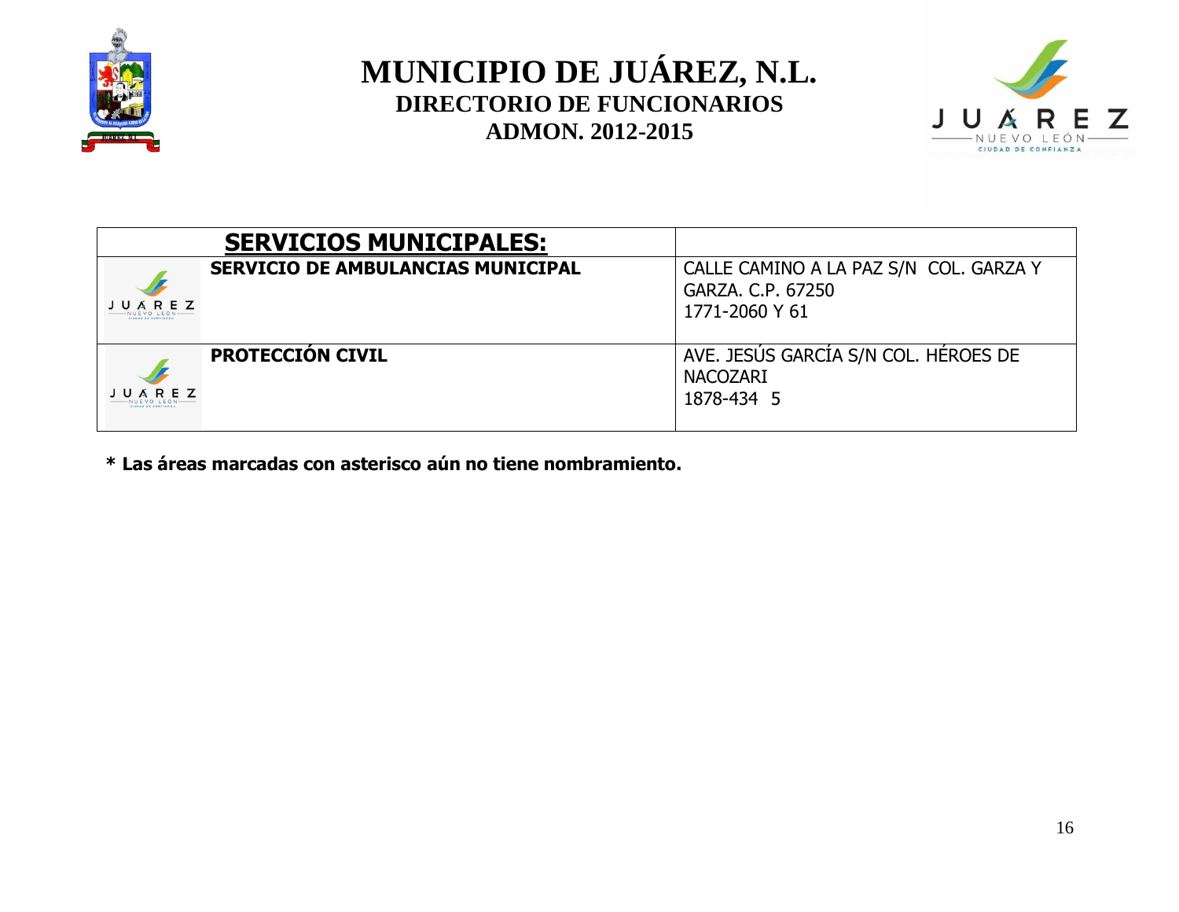# MUNICIPIO DE JUÁREZ, N.L.

## DIRECTORIO DE FUNCIONARIOS

## ADMON. 2012-2015

| **SERVICIOS MUNICIPALES:** | |
|---|---|
| **SERVICIO DE AMBULANCIAS MUNICIPAL** | CALLE CAMINO A LA PAZ S/N COL. GARZA Y GARZA. C.P. 67250<br>1771-2060 Y 61 |
| **PROTECCIÓN CIVIL** | AVE. JESÚS GARCÍA S/N COL. HÉROES DE NACOZARI<br>1878-434 5 |

**\* Las áreas marcadas con asterisco aún no tiene nombramiento.**